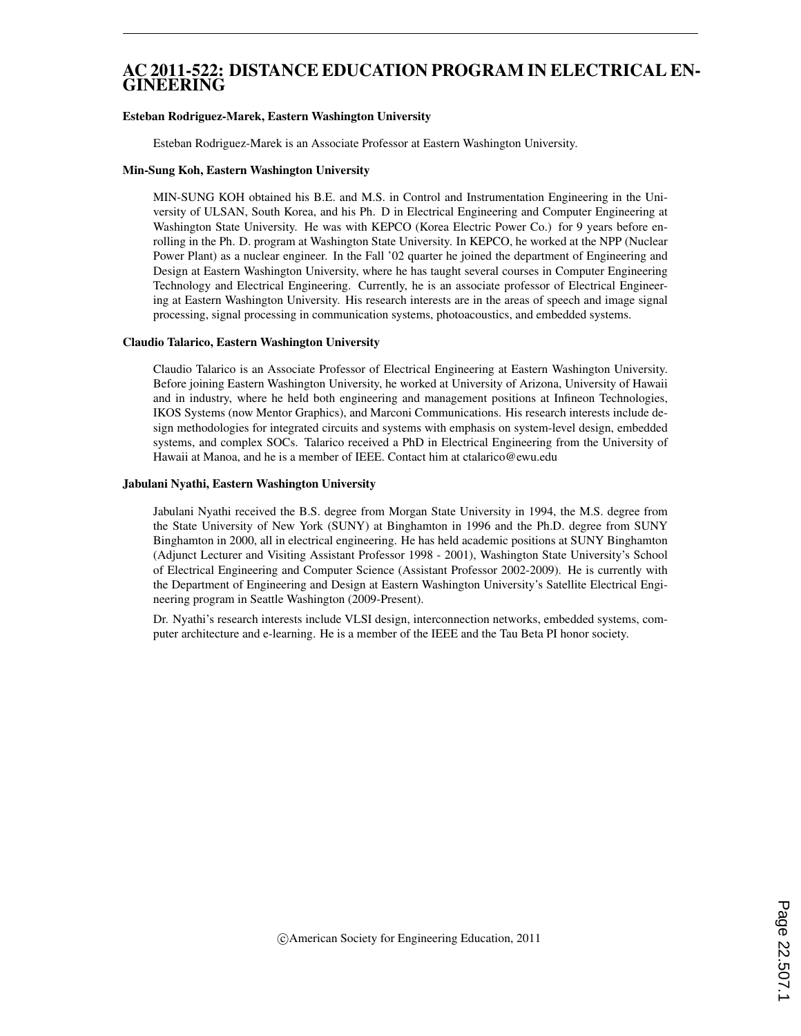# AC 2011-522: DISTANCE EDUCATION PROGRAM IN ELECTRICAL ENGINEERING

### Esteban Rodriguez-Marek, Eastern Washington University

Esteban Rodriguez-Marek is an Associate Professor at Eastern Washington University.

### Min-Sung Koh, Eastern Washington University

MIN-SUNG KOH obtained his B.E. and M.S. in Control and Instrumentation Engineering in the University of ULSAN, South Korea, and his Ph. D in Electrical Engineering and Computer Engineering at Washington State University. He was with KEPCO (Korea Electric Power Co.) for 9 years before enrolling in the Ph. D. program at Washington State University. In KEPCO, he worked at the NPP (Nuclear Power Plant) as a nuclear engineer. In the Fall '02 quarter he joined the department of Engineering and Design at Eastern Washington University, where he has taught several courses in Computer Engineering Technology and Electrical Engineering. Currently, he is an associate professor of Electrical Engineering at Eastern Washington University. His research interests are in the areas of speech and image signal processing, signal processing in communication systems, photoacoustics, and embedded systems.

### Claudio Talarico, Eastern Washington University

Claudio Talarico is an Associate Professor of Electrical Engineering at Eastern Washington University. Before joining Eastern Washington University, he worked at University of Arizona, University of Hawaii and in industry, where he held both engineering and management positions at Infineon Technologies, IKOS Systems (now Mentor Graphics), and Marconi Communications. His research interests include design methodologies for integrated circuits and systems with emphasis on system-level design, embedded systems, and complex SOCs. Talarico received a PhD in Electrical Engineering from the University of Hawaii at Manoa, and he is a member of IEEE. Contact him at ctalarico@ewu.edu

### Jabulani Nyathi, Eastern Washington University

Jabulani Nyathi received the B.S. degree from Morgan State University in 1994, the M.S. degree from the State University of New York (SUNY) at Binghamton in 1996 and the Ph.D. degree from SUNY Binghamton in 2000, all in electrical engineering. He has held academic positions at SUNY Binghamton (Adjunct Lecturer and Visiting Assistant Professor 1998 - 2001), Washington State University's School of Electrical Engineering and Computer Science (Assistant Professor 2002-2009). He is currently with the Department of Engineering and Design at Eastern Washington University's Satellite Electrical Engineering program in Seattle Washington (2009-Present).

Dr. Nyathi's research interests include VLSI design, interconnection networks, embedded systems, computer architecture and e-learning. He is a member of the IEEE and the Tau Beta PI honor society.

©American Society for Engineering Education, 2011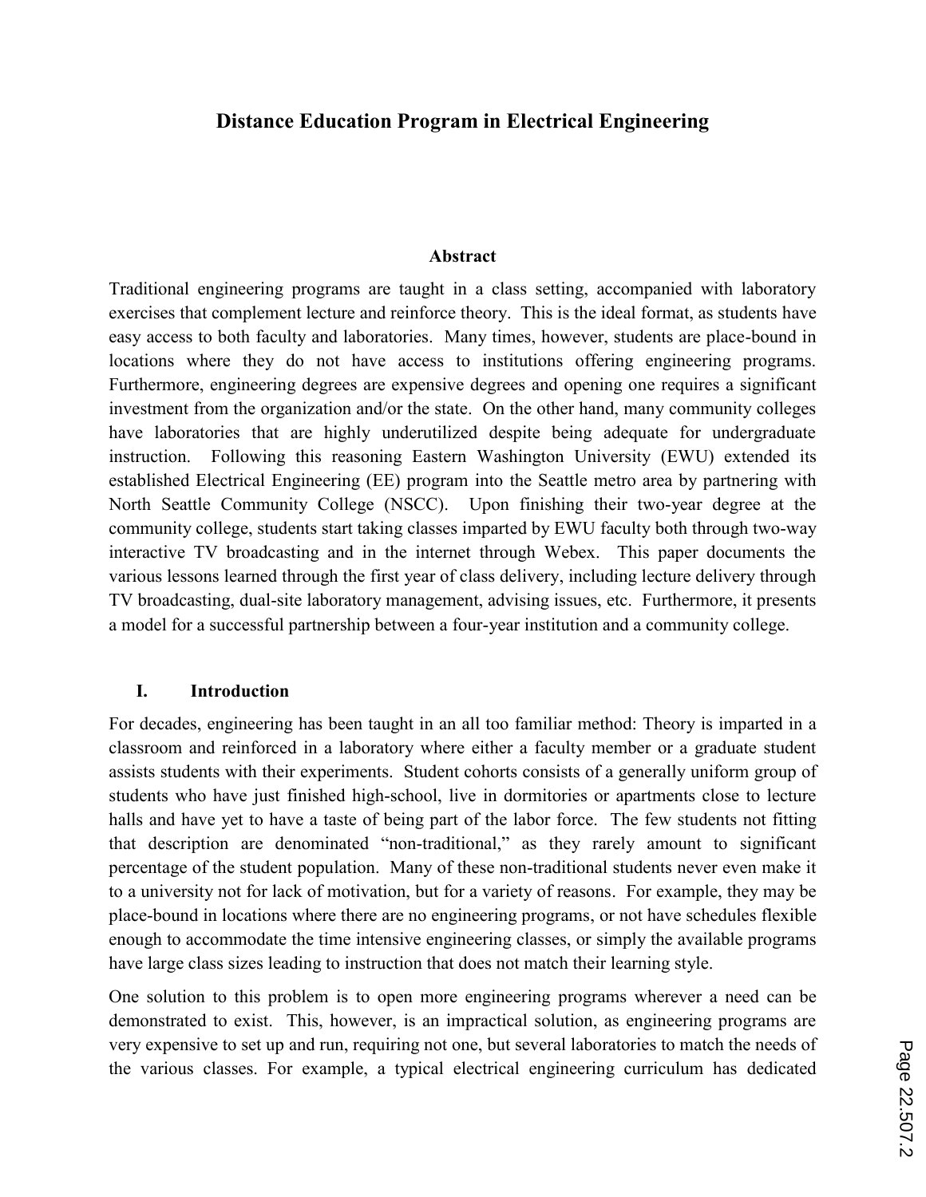# Distance Education Program in Electrical Engineering

## Abstract

Traditional engineering programs are taught in a class setting, accompanied with laboratory exercises that complement lecture and reinforce theory. This is the ideal format, as students have easy access to both faculty and laboratories. Many times, however, students are place-bound in locations where they do not have access to institutions offering engineering programs. Furthermore, engineering degrees are expensive degrees and opening one requires a significant investment from the organization and/or the state. On the other hand, many community colleges have laboratories that are highly underutilized despite being adequate for undergraduate instruction. Following this reasoning Eastern Washington University (EWU) extended its established Electrical Engineering (EE) program into the Seattle metro area by partnering with North Seattle Community College (NSCC). Upon finishing their two-year degree at the community college, students start taking classes imparted by EWU faculty both through two-way interactive TV broadcasting and in the internet through Webex. This paper documents the various lessons learned through the first year of class delivery, including lecture delivery through TV broadcasting, dual-site laboratory management, advising issues, etc. Furthermore, it presents a model for a successful partnership between a four-year institution and a community college.

## I. Introduction

For decades, engineering has been taught in an all too familiar method: Theory is imparted in a classroom and reinforced in a laboratory where either a faculty member or a graduate student assists students with their experiments. Student cohorts consists of a generally uniform group of students who have just finished high-school, live in dormitories or apartments close to lecture halls and have yet to have a taste of being part of the labor force. The few students not fitting that description are denominated "non-traditional," as they rarely amount to significant percentage of the student population. Many of these non-traditional students never even make it to a university not for lack of motivation, but for a variety of reasons. For example, they may be place-bound in locations where there are no engineering programs, or not have schedules flexible enough to accommodate the time intensive engineering classes, or simply the available programs have large class sizes leading to instruction that does not match their learning style.

One solution to this problem is to open more engineering programs wherever a need can be demonstrated to exist. This, however, is an impractical solution, as engineering programs are very expensive to set up and run, requiring not one, but several laboratories to match the needs of the various classes. For example, a typical electrical engineering curriculum has dedicated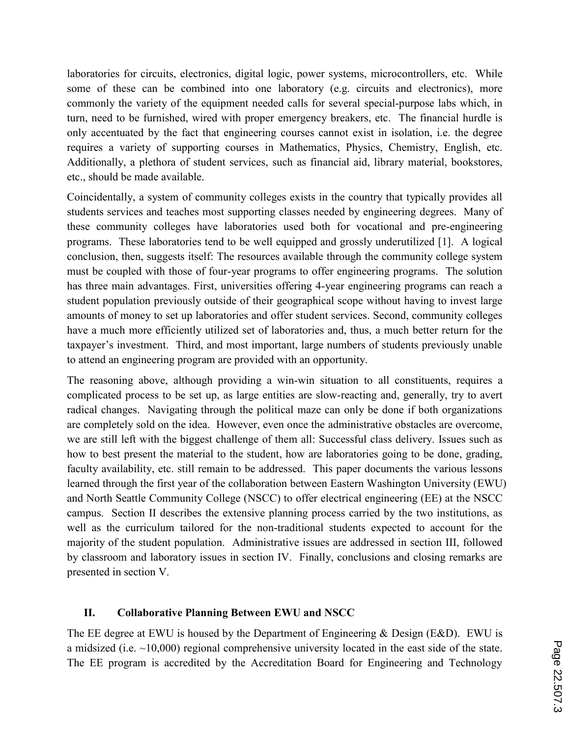laboratories for circuits, electronics, digital logic, power systems, microcontrollers, etc. While some of these can be combined into one laboratory (e.g. circuits and electronics), more commonly the variety of the equipment needed calls for several special-purpose labs which, in turn, need to be furnished, wired with proper emergency breakers, etc. The financial hurdle is only accentuated by the fact that engineering courses cannot exist in isolation, i.e. the degree requires a variety of supporting courses in Mathematics, Physics, Chemistry, English, etc. Additionally, a plethora of student services, such as financial aid, library material, bookstores, etc., should be made available.

Coincidentally, a system of community colleges exists in the country that typically provides all students services and teaches most supporting classes needed by engineering degrees. Many of these community colleges have laboratories used both for vocational and pre-engineering programs. These laboratories tend to be well equipped and grossly underutilized [1]. A logical conclusion, then, suggests itself: The resources available through the community college system must be coupled with those of four-year programs to offer engineering programs. The solution has three main advantages. First, universities offering 4-year engineering programs can reach a student population previously outside of their geographical scope without having to invest large amounts of money to set up laboratories and offer student services. Second, community colleges have a much more efficiently utilized set of laboratories and, thus, a much better return for the taxpayer's investment. Third, and most important, large numbers of students previously unable to attend an engineering program are provided with an opportunity.

The reasoning above, although providing a win-win situation to all constituents, requires a complicated process to be set up, as large entities are slow-reacting and, generally, try to avert radical changes. Navigating through the political maze can only be done if both organizations are completely sold on the idea. However, even once the administrative obstacles are overcome, we are still left with the biggest challenge of them all: Successful class delivery. Issues such as how to best present the material to the student, how are laboratories going to be done, grading, faculty availability, etc. still remain to be addressed. This paper documents the various lessons learned through the first year of the collaboration between Eastern Washington University (EWU) and North Seattle Community College (NSCC) to offer electrical engineering (EE) at the NSCC campus. Section II describes the extensive planning process carried by the two institutions, as well as the curriculum tailored for the non-traditional students expected to account for the majority of the student population. Administrative issues are addressed in section III, followed by classroom and laboratory issues in section IV. Finally, conclusions and closing remarks are presented in section V.

## II. Collaborative Planning Between EWU and NSCC

The EE degree at EWU is housed by the Department of Engineering & Design (E&D). EWU is a midsized (i.e. ~10,000) regional comprehensive university located in the east side of the state. The EE program is accredited by the Accreditation Board for Engineering and Technology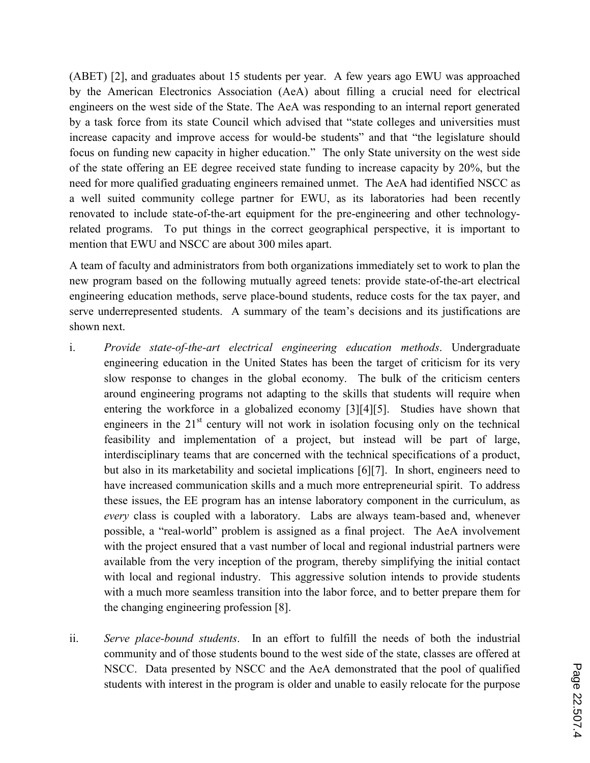(ABET) [2], and graduates about 15 students per year. A few years ago EWU was approached by the American Electronics Association (AeA) about filling a crucial need for electrical engineers on the west side of the State. The AeA was responding to an internal report generated by a task force from its state Council which advised that "state colleges and universities must increase capacity and improve access for would-be students" and that "the legislature should focus on funding new capacity in higher education." The only State university on the west side of the state offering an EE degree received state funding to increase capacity by 20%, but the need for more qualified graduating engineers remained unmet. The AeA had identified NSCC as a well suited community college partner for EWU, as its laboratories had been recently renovated to include state-of-the-art equipment for the pre-engineering and other technology-related programs. To put things in the correct geographical perspective, it is important to mention that EWU and NSCC are about 300 miles apart.

A team of faculty and administrators from both organizations immediately set to work to plan the new program based on the following mutually agreed tenets: provide state-of-the-art electrical engineering education methods, serve place-bound students, reduce costs for the tax payer, and serve underrepresented students. A summary of the team's decisions and its justifications are shown next.

i. *Provide state-of-the-art electrical engineering education methods*. Undergraduate engineering education in the United States has been the target of criticism for its very slow response to changes in the global economy. The bulk of the criticism centers around engineering programs not adapting to the skills that students will require when entering the workforce in a globalized economy [3][4][5]. Studies have shown that engineers in the 21st century will not work in isolation focusing only on the technical feasibility and implementation of a project, but instead will be part of large, interdisciplinary teams that are concerned with the technical specifications of a product, but also in its marketability and societal implications [6][7]. In short, engineers need to have increased communication skills and a much more entrepreneurial spirit. To address these issues, the EE program has an intense laboratory component in the curriculum, as *every* class is coupled with a laboratory. Labs are always team-based and, whenever possible, a "real-world" problem is assigned as a final project. The AeA involvement with the project ensured that a vast number of local and regional industrial partners were available from the very inception of the program, thereby simplifying the initial contact with local and regional industry. This aggressive solution intends to provide students with a much more seamless transition into the labor force, and to better prepare them for the changing engineering profession [8].

ii. *Serve place-bound students*. In an effort to fulfill the needs of both the industrial community and of those students bound to the west side of the state, classes are offered at NSCC. Data presented by NSCC and the AeA demonstrated that the pool of qualified students with interest in the program is older and unable to easily relocate for the purpose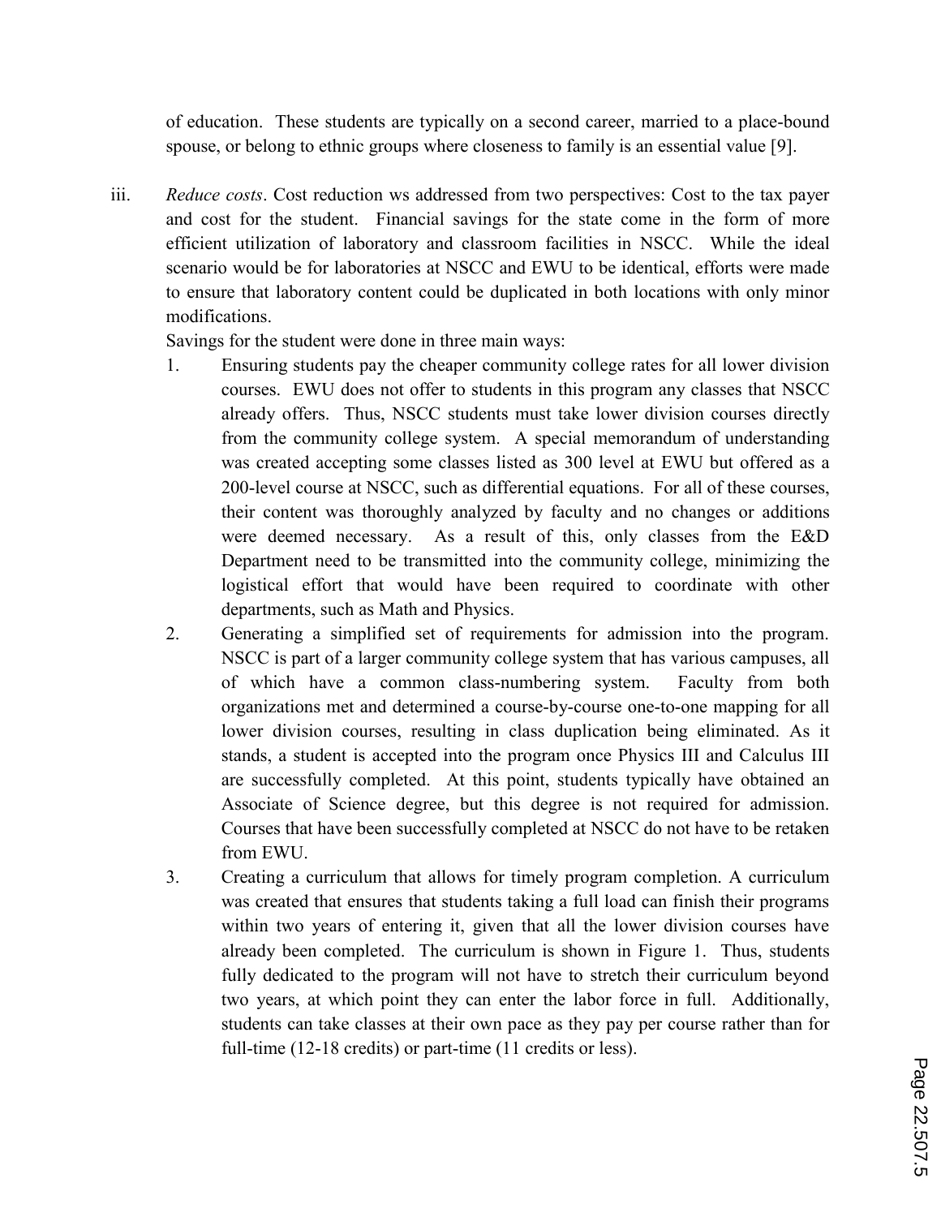of education. These students are typically on a second career, married to a place-bound spouse, or belong to ethnic groups where closeness to family is an essential value [9].

iii. *Reduce costs*. Cost reduction ws addressed from two perspectives: Cost to the tax payer and cost for the student. Financial savings for the state come in the form of more efficient utilization of laboratory and classroom facilities in NSCC. While the ideal scenario would be for laboratories at NSCC and EWU to be identical, efforts were made to ensure that laboratory content could be duplicated in both locations with only minor modifications.

Savings for the student were done in three main ways:

1. Ensuring students pay the cheaper community college rates for all lower division courses. EWU does not offer to students in this program any classes that NSCC already offers. Thus, NSCC students must take lower division courses directly from the community college system. A special memorandum of understanding was created accepting some classes listed as 300 level at EWU but offered as a 200-level course at NSCC, such as differential equations. For all of these courses, their content was thoroughly analyzed by faculty and no changes or additions were deemed necessary. As a result of this, only classes from the E&D Department need to be transmitted into the community college, minimizing the logistical effort that would have been required to coordinate with other departments, such as Math and Physics.
2. Generating a simplified set of requirements for admission into the program. NSCC is part of a larger community college system that has various campuses, all of which have a common class-numbering system. Faculty from both organizations met and determined a course-by-course one-to-one mapping for all lower division courses, resulting in class duplication being eliminated. As it stands, a student is accepted into the program once Physics III and Calculus III are successfully completed. At this point, students typically have obtained an Associate of Science degree, but this degree is not required for admission. Courses that have been successfully completed at NSCC do not have to be retaken from EWU.
3. Creating a curriculum that allows for timely program completion. A curriculum was created that ensures that students taking a full load can finish their programs within two years of entering it, given that all the lower division courses have already been completed. The curriculum is shown in Figure 1. Thus, students fully dedicated to the program will not have to stretch their curriculum beyond two years, at which point they can enter the labor force in full. Additionally, students can take classes at their own pace as they pay per course rather than for full-time (12-18 credits) or part-time (11 credits or less).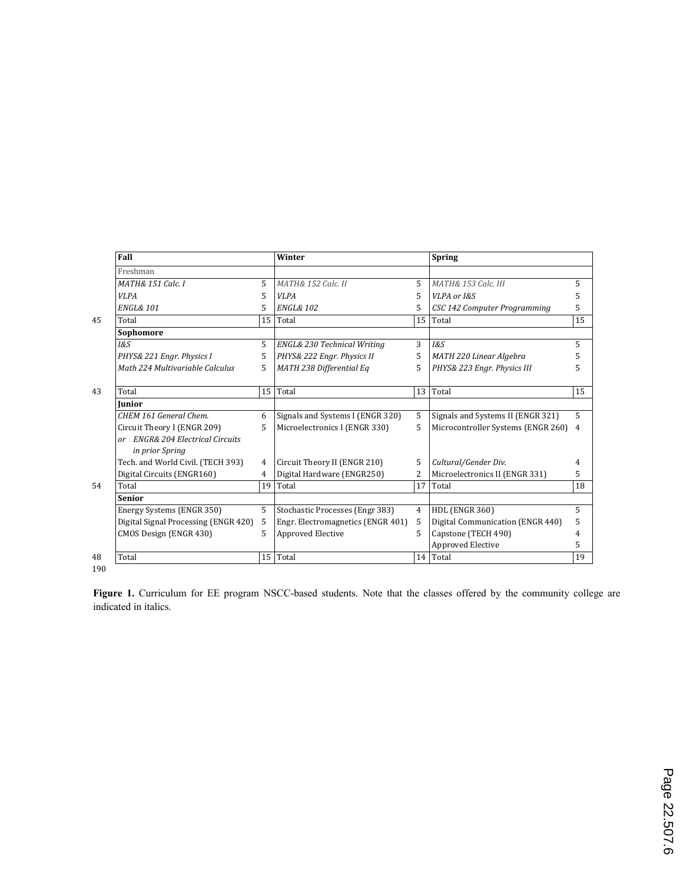|  | Fall |  | Winter |  | Spring |  |
|---|---|---|---|---|---|---|
|  | Freshman |  |  |  |  |  |
|  | *MATH& 151 Calc. I* | 5 | *MATH& 152 Calc. II* | 5 | *MATH& 153 Calc. III* | 5 |
|  | *VLPA* | 5 | *VLPA* | 5 | *VLPA or I&S* | 5 |
|  | *ENGL& 101* | 5 | *ENGL& 102* | 5 | *CSC 142 Computer Programming* | 5 |
| 45 | Total | 15 | Total | 15 | Total | 15 |
|  | **Sophomore** |  |  |  |  |  |
|  | *I&S* | 5 | *ENGL& 230 Technical Writing* | 3 | *I&S* | 5 |
|  | *PHYS& 221 Engr. Physics I* | 5 | *PHYS& 222 Engr. Physics II* | 5 | *MATH 220 Linear Algebra* | 5 |
|  | *Math 224 Multivariable Calculus* | 5 | *MATH 238 Differential Eq* | 5 | *PHYS& 223 Engr. Physics III* | 5 |
| 43 | Total | 15 | Total | 13 | Total | 15 |
|  | **Junior** |  |  |  |  |  |
|  | *CHEM 161 General Chem.* | 6 | Signals and Systems I (ENGR 320) | 5 | Signals and Systems II (ENGR 321) | 5 |
|  | Circuit Theory I (ENGR 209) *or ENGR& 204 Electrical Circuits in prior Spring* | 5 | Microelectronics I (ENGR 330) | 5 | Microcontroller Systems (ENGR 260) | 4 |
|  | Tech. and World Civil. (TECH 393) | 4 | Circuit Theory II (ENGR 210) | 5 | *Cultural/Gender Div.* | 4 |
|  | Digital Circuits (ENGR160) | 4 | Digital Hardware (ENGR250) | 2 | Microelectronics II (ENGR 331) | 5 |
| 54 | Total | 19 | Total | 17 | Total | 18 |
|  | **Senior** |  |  |  |  |  |
|  | Energy Systems (ENGR 350) | 5 | Stochastic Processes (Engr 383) | 4 | HDL (ENGR 360) | 5 |
|  | Digital Signal Processing (ENGR 420) | 5 | Engr. Electromagnetics (ENGR 401) | 5 | Digital Communication (ENGR 440) | 5 |
|  | CMOS Design (ENGR 430) | 5 | Approved Elective | 5 | Capstone (TECH 490) | 4 |
|  |  |  |  |  | Approved Elective | 5 |
| 48 | Total | 15 | Total | 14 | Total | 19 |
| 190 |  |  |  |  |  |  |

**Figure 1.** Curriculum for EE program NSCC-based students. Note that the classes offered by the community college are indicated in italics.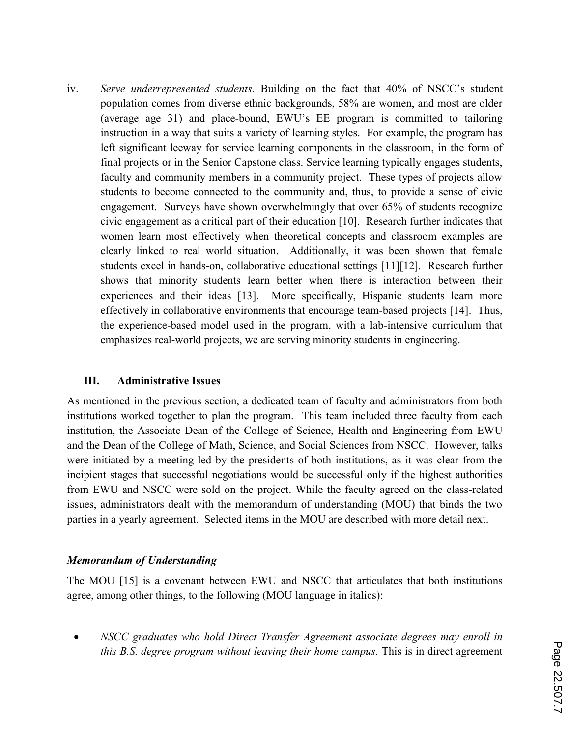iv. *Serve underrepresented students*. Building on the fact that 40% of NSCC's student population comes from diverse ethnic backgrounds, 58% are women, and most are older (average age 31) and place-bound, EWU's EE program is committed to tailoring instruction in a way that suits a variety of learning styles. For example, the program has left significant leeway for service learning components in the classroom, in the form of final projects or in the Senior Capstone class. Service learning typically engages students, faculty and community members in a community project. These types of projects allow students to become connected to the community and, thus, to provide a sense of civic engagement. Surveys have shown overwhelmingly that over 65% of students recognize civic engagement as a critical part of their education [10]. Research further indicates that women learn most effectively when theoretical concepts and classroom examples are clearly linked to real world situation. Additionally, it was been shown that female students excel in hands-on, collaborative educational settings [11][12]. Research further shows that minority students learn better when there is interaction between their experiences and their ideas [13]. More specifically, Hispanic students learn more effectively in collaborative environments that encourage team-based projects [14]. Thus, the experience-based model used in the program, with a lab-intensive curriculum that emphasizes real-world projects, we are serving minority students in engineering.

## III. Administrative Issues

As mentioned in the previous section, a dedicated team of faculty and administrators from both institutions worked together to plan the program. This team included three faculty from each institution, the Associate Dean of the College of Science, Health and Engineering from EWU and the Dean of the College of Math, Science, and Social Sciences from NSCC. However, talks were initiated by a meeting led by the presidents of both institutions, as it was clear from the incipient stages that successful negotiations would be successful only if the highest authorities from EWU and NSCC were sold on the project. While the faculty agreed on the class-related issues, administrators dealt with the memorandum of understanding (MOU) that binds the two parties in a yearly agreement. Selected items in the MOU are described with more detail next.

### *Memorandum of Understanding*

The MOU [15] is a covenant between EWU and NSCC that articulates that both institutions agree, among other things, to the following (MOU language in italics):

- *NSCC graduates who hold Direct Transfer Agreement associate degrees may enroll in this B.S. degree program without leaving their home campus.* This is in direct agreement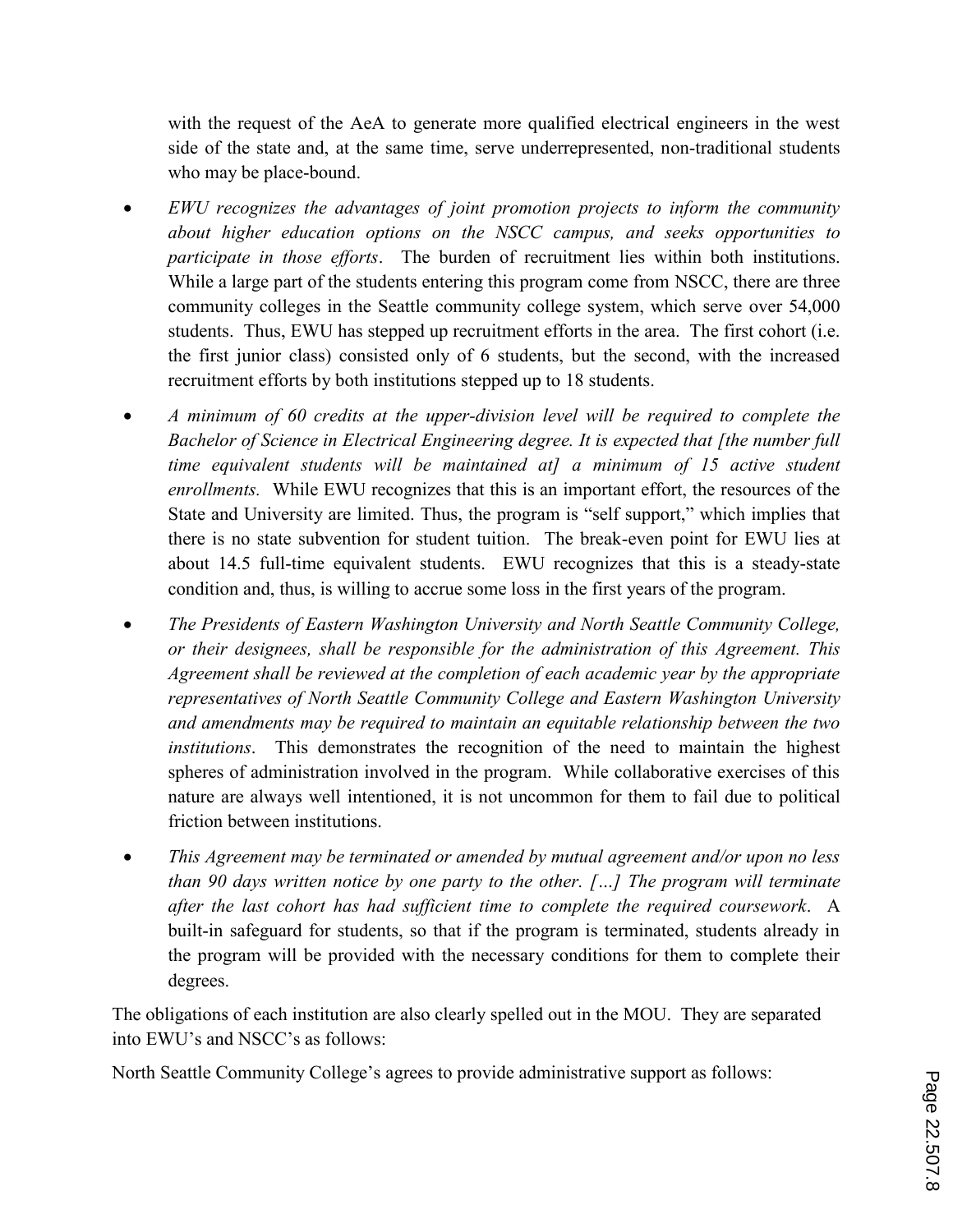with the request of the AeA to generate more qualified electrical engineers in the west side of the state and, at the same time, serve underrepresented, non-traditional students who may be place-bound.

- *EWU recognizes the advantages of joint promotion projects to inform the community about higher education options on the NSCC campus, and seeks opportunities to participate in those efforts*. The burden of recruitment lies within both institutions. While a large part of the students entering this program come from NSCC, there are three community colleges in the Seattle community college system, which serve over 54,000 students. Thus, EWU has stepped up recruitment efforts in the area. The first cohort (i.e. the first junior class) consisted only of 6 students, but the second, with the increased recruitment efforts by both institutions stepped up to 18 students.
- *A minimum of 60 credits at the upper-division level will be required to complete the Bachelor of Science in Electrical Engineering degree. It is expected that [the number full time equivalent students will be maintained at] a minimum of 15 active student enrollments.* While EWU recognizes that this is an important effort, the resources of the State and University are limited. Thus, the program is "self support," which implies that there is no state subvention for student tuition. The break-even point for EWU lies at about 14.5 full-time equivalent students. EWU recognizes that this is a steady-state condition and, thus, is willing to accrue some loss in the first years of the program.
- *The Presidents of Eastern Washington University and North Seattle Community College, or their designees, shall be responsible for the administration of this Agreement. This Agreement shall be reviewed at the completion of each academic year by the appropriate representatives of North Seattle Community College and Eastern Washington University and amendments may be required to maintain an equitable relationship between the two institutions*. This demonstrates the recognition of the need to maintain the highest spheres of administration involved in the program. While collaborative exercises of this nature are always well intentioned, it is not uncommon for them to fail due to political friction between institutions.
- *This Agreement may be terminated or amended by mutual agreement and/or upon no less than 90 days written notice by one party to the other. […] The program will terminate after the last cohort has had sufficient time to complete the required coursework*. A built-in safeguard for students, so that if the program is terminated, students already in the program will be provided with the necessary conditions for them to complete their degrees.

The obligations of each institution are also clearly spelled out in the MOU. They are separated into EWU's and NSCC's as follows:

North Seattle Community College's agrees to provide administrative support as follows: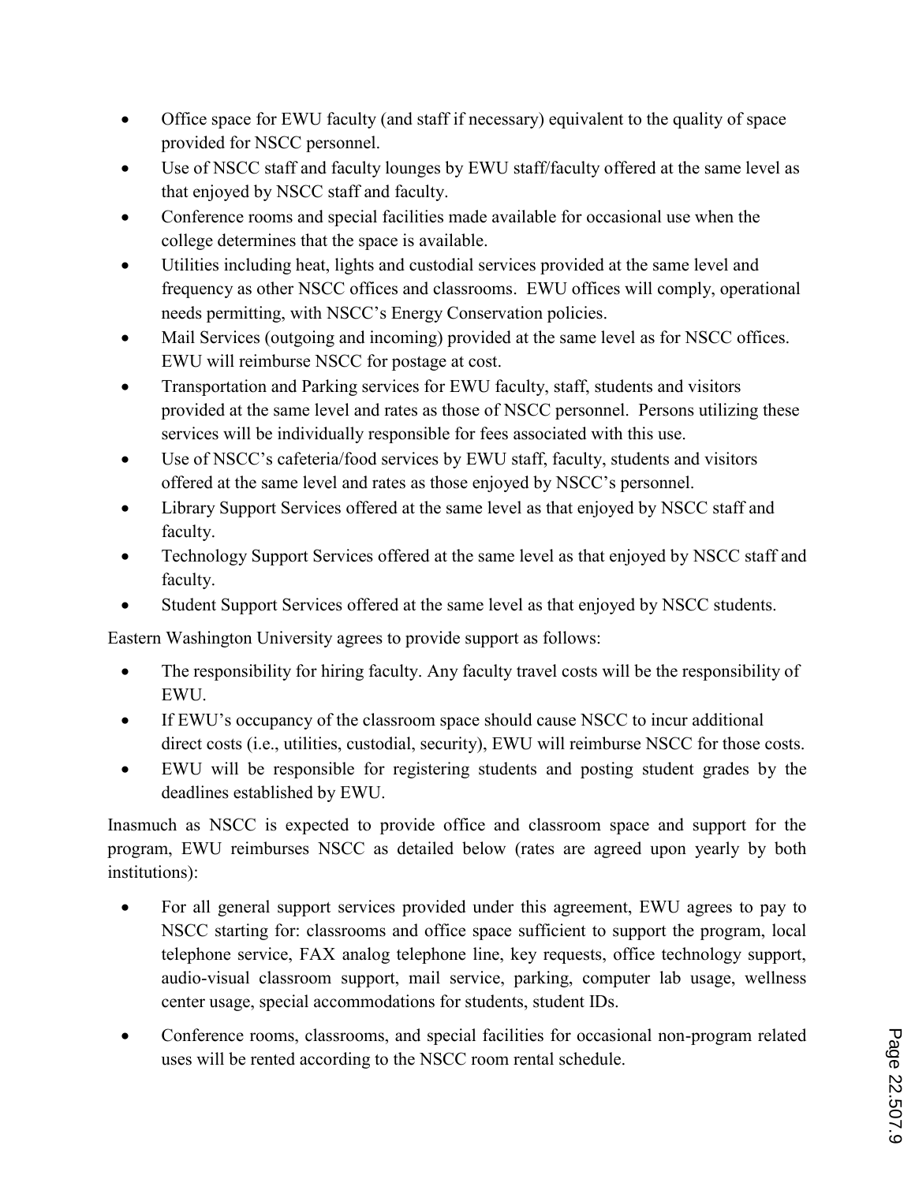- Office space for EWU faculty (and staff if necessary) equivalent to the quality of space provided for NSCC personnel.
- Use of NSCC staff and faculty lounges by EWU staff/faculty offered at the same level as that enjoyed by NSCC staff and faculty.
- Conference rooms and special facilities made available for occasional use when the college determines that the space is available.
- Utilities including heat, lights and custodial services provided at the same level and frequency as other NSCC offices and classrooms. EWU offices will comply, operational needs permitting, with NSCC's Energy Conservation policies.
- Mail Services (outgoing and incoming) provided at the same level as for NSCC offices. EWU will reimburse NSCC for postage at cost.
- Transportation and Parking services for EWU faculty, staff, students and visitors provided at the same level and rates as those of NSCC personnel. Persons utilizing these services will be individually responsible for fees associated with this use.
- Use of NSCC's cafeteria/food services by EWU staff, faculty, students and visitors offered at the same level and rates as those enjoyed by NSCC's personnel.
- Library Support Services offered at the same level as that enjoyed by NSCC staff and faculty.
- Technology Support Services offered at the same level as that enjoyed by NSCC staff and faculty.
- Student Support Services offered at the same level as that enjoyed by NSCC students.

Eastern Washington University agrees to provide support as follows:

- The responsibility for hiring faculty. Any faculty travel costs will be the responsibility of EWU.
- If EWU's occupancy of the classroom space should cause NSCC to incur additional direct costs (i.e., utilities, custodial, security), EWU will reimburse NSCC for those costs.
- EWU will be responsible for registering students and posting student grades by the deadlines established by EWU.

Inasmuch as NSCC is expected to provide office and classroom space and support for the program, EWU reimburses NSCC as detailed below (rates are agreed upon yearly by both institutions):

- For all general support services provided under this agreement, EWU agrees to pay to NSCC starting for: classrooms and office space sufficient to support the program, local telephone service, FAX analog telephone line, key requests, office technology support, audio-visual classroom support, mail service, parking, computer lab usage, wellness center usage, special accommodations for students, student IDs.
- Conference rooms, classrooms, and special facilities for occasional non-program related uses will be rented according to the NSCC room rental schedule.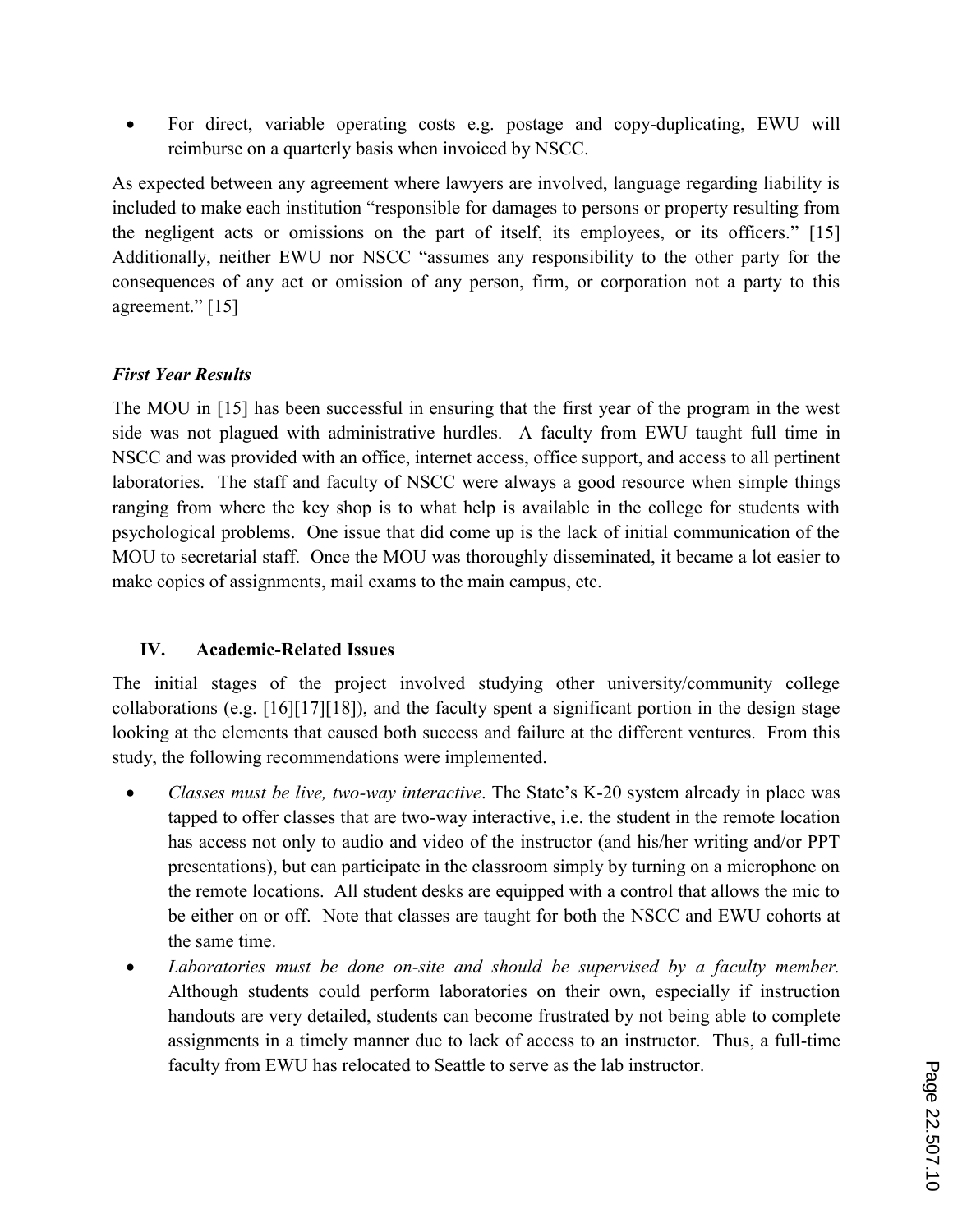- For direct, variable operating costs e.g. postage and copy-duplicating, EWU will reimburse on a quarterly basis when invoiced by NSCC.

As expected between any agreement where lawyers are involved, language regarding liability is included to make each institution "responsible for damages to persons or property resulting from the negligent acts or omissions on the part of itself, its employees, or its officers." [15] Additionally, neither EWU nor NSCC "assumes any responsibility to the other party for the consequences of any act or omission of any person, firm, or corporation not a party to this agreement." [15]

### *First Year Results*

The MOU in [15] has been successful in ensuring that the first year of the program in the west side was not plagued with administrative hurdles. A faculty from EWU taught full time in NSCC and was provided with an office, internet access, office support, and access to all pertinent laboratories. The staff and faculty of NSCC were always a good resource when simple things ranging from where the key shop is to what help is available in the college for students with psychological problems. One issue that did come up is the lack of initial communication of the MOU to secretarial staff. Once the MOU was thoroughly disseminated, it became a lot easier to make copies of assignments, mail exams to the main campus, etc.

## IV. Academic-Related Issues

The initial stages of the project involved studying other university/community college collaborations (e.g. [16][17][18]), and the faculty spent a significant portion in the design stage looking at the elements that caused both success and failure at the different ventures. From this study, the following recommendations were implemented.

- *Classes must be live, two-way interactive*. The State's K-20 system already in place was tapped to offer classes that are two-way interactive, i.e. the student in the remote location has access not only to audio and video of the instructor (and his/her writing and/or PPT presentations), but can participate in the classroom simply by turning on a microphone on the remote locations. All student desks are equipped with a control that allows the mic to be either on or off. Note that classes are taught for both the NSCC and EWU cohorts at the same time.
- *Laboratories must be done on-site and should be supervised by a faculty member.* Although students could perform laboratories on their own, especially if instruction handouts are very detailed, students can become frustrated by not being able to complete assignments in a timely manner due to lack of access to an instructor. Thus, a full-time faculty from EWU has relocated to Seattle to serve as the lab instructor.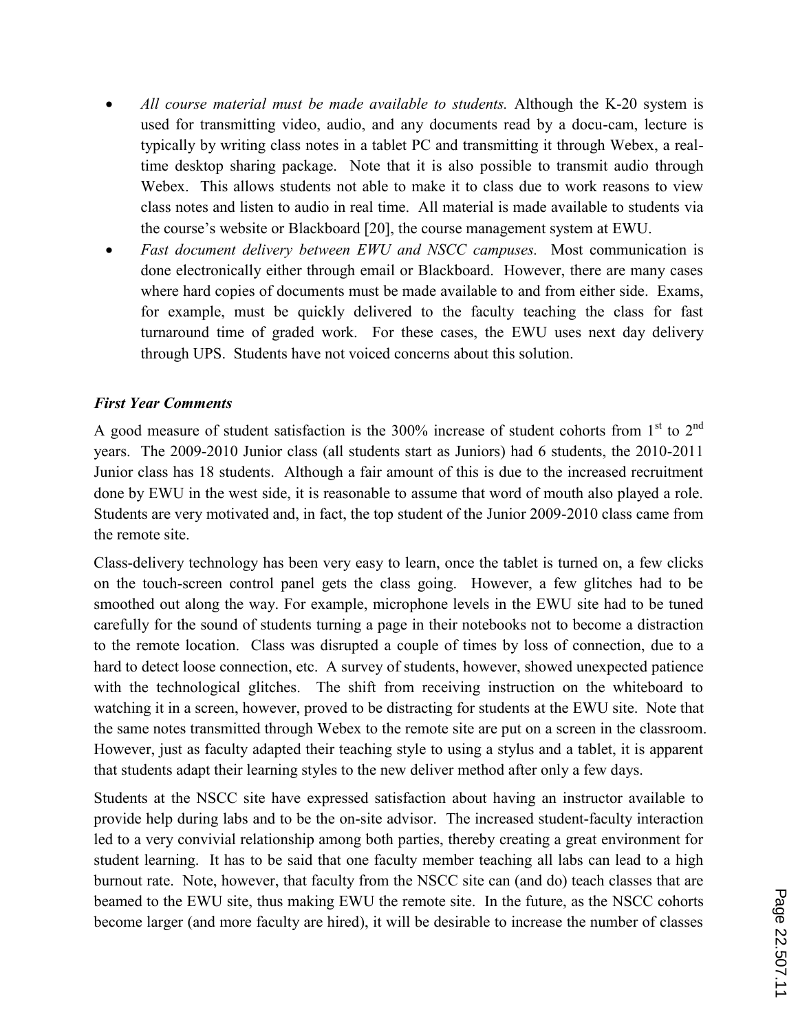- *All course material must be made available to students.* Although the K-20 system is used for transmitting video, audio, and any documents read by a docu-cam, lecture is typically by writing class notes in a tablet PC and transmitting it through Webex, a real-time desktop sharing package. Note that it is also possible to transmit audio through Webex. This allows students not able to make it to class due to work reasons to view class notes and listen to audio in real time. All material is made available to students via the course's website or Blackboard [20], the course management system at EWU.
- *Fast document delivery between EWU and NSCC campuses.* Most communication is done electronically either through email or Blackboard. However, there are many cases where hard copies of documents must be made available to and from either side. Exams, for example, must be quickly delivered to the faculty teaching the class for fast turnaround time of graded work. For these cases, the EWU uses next day delivery through UPS. Students have not voiced concerns about this solution.

***First Year Comments***

A good measure of student satisfaction is the 300% increase of student cohorts from 1st to 2nd years. The 2009-2010 Junior class (all students start as Juniors) had 6 students, the 2010-2011 Junior class has 18 students. Although a fair amount of this is due to the increased recruitment done by EWU in the west side, it is reasonable to assume that word of mouth also played a role. Students are very motivated and, in fact, the top student of the Junior 2009-2010 class came from the remote site.

Class-delivery technology has been very easy to learn, once the tablet is turned on, a few clicks on the touch-screen control panel gets the class going. However, a few glitches had to be smoothed out along the way. For example, microphone levels in the EWU site had to be tuned carefully for the sound of students turning a page in their notebooks not to become a distraction to the remote location. Class was disrupted a couple of times by loss of connection, due to a hard to detect loose connection, etc. A survey of students, however, showed unexpected patience with the technological glitches. The shift from receiving instruction on the whiteboard to watching it in a screen, however, proved to be distracting for students at the EWU site. Note that the same notes transmitted through Webex to the remote site are put on a screen in the classroom. However, just as faculty adapted their teaching style to using a stylus and a tablet, it is apparent that students adapt their learning styles to the new deliver method after only a few days.

Students at the NSCC site have expressed satisfaction about having an instructor available to provide help during labs and to be the on-site advisor. The increased student-faculty interaction led to a very convivial relationship among both parties, thereby creating a great environment for student learning. It has to be said that one faculty member teaching all labs can lead to a high burnout rate. Note, however, that faculty from the NSCC site can (and do) teach classes that are beamed to the EWU site, thus making EWU the remote site. In the future, as the NSCC cohorts become larger (and more faculty are hired), it will be desirable to increase the number of classes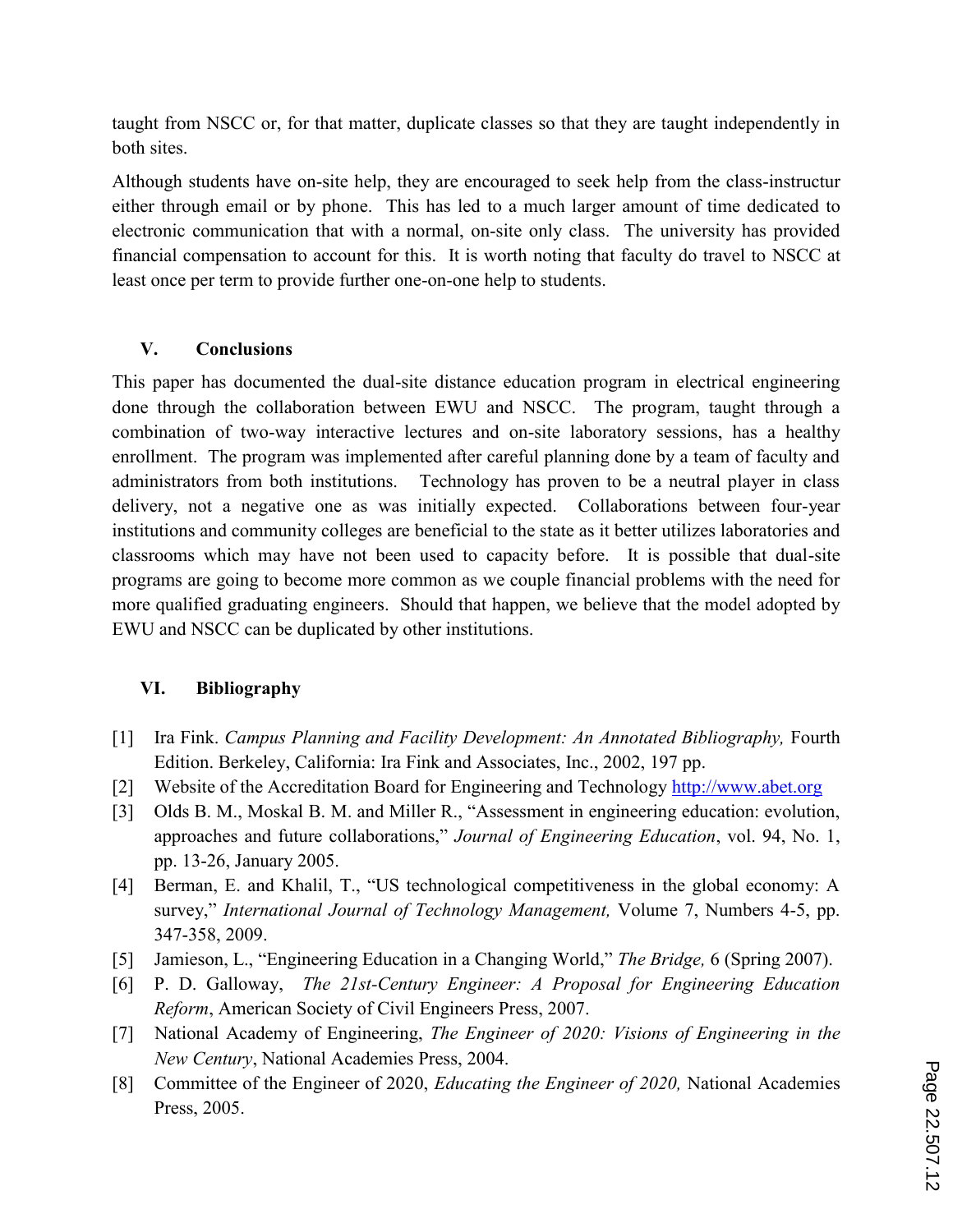taught from NSCC or, for that matter, duplicate classes so that they are taught independently in both sites.

Although students have on-site help, they are encouraged to seek help from the class-instructur either through email or by phone. This has led to a much larger amount of time dedicated to electronic communication that with a normal, on-site only class. The university has provided financial compensation to account for this. It is worth noting that faculty do travel to NSCC at least once per term to provide further one-on-one help to students.

## V. Conclusions

This paper has documented the dual-site distance education program in electrical engineering done through the collaboration between EWU and NSCC. The program, taught through a combination of two-way interactive lectures and on-site laboratory sessions, has a healthy enrollment. The program was implemented after careful planning done by a team of faculty and administrators from both institutions. Technology has proven to be a neutral player in class delivery, not a negative one as was initially expected. Collaborations between four-year institutions and community colleges are beneficial to the state as it better utilizes laboratories and classrooms which may have not been used to capacity before. It is possible that dual-site programs are going to become more common as we couple financial problems with the need for more qualified graduating engineers. Should that happen, we believe that the model adopted by EWU and NSCC can be duplicated by other institutions.

## VI. Bibliography

[1] Ira Fink. *Campus Planning and Facility Development: An Annotated Bibliography,* Fourth Edition. Berkeley, California: Ira Fink and Associates, Inc., 2002, 197 pp.

[2] Website of the Accreditation Board for Engineering and Technology http://www.abet.org

[3] Olds B. M., Moskal B. M. and Miller R., "Assessment in engineering education: evolution, approaches and future collaborations," *Journal of Engineering Education*, vol. 94, No. 1, pp. 13-26, January 2005.

[4] Berman, E. and Khalil, T., "US technological competitiveness in the global economy: A survey," *International Journal of Technology Management,* Volume 7, Numbers 4-5, pp. 347-358, 2009.

[5] Jamieson, L., "Engineering Education in a Changing World," *The Bridge,* 6 (Spring 2007).

[6] P. D. Galloway, *The 21st-Century Engineer: A Proposal for Engineering Education Reform*, American Society of Civil Engineers Press, 2007.

[7] National Academy of Engineering, *The Engineer of 2020: Visions of Engineering in the New Century*, National Academies Press, 2004.

[8] Committee of the Engineer of 2020, *Educating the Engineer of 2020,* National Academies Press, 2005.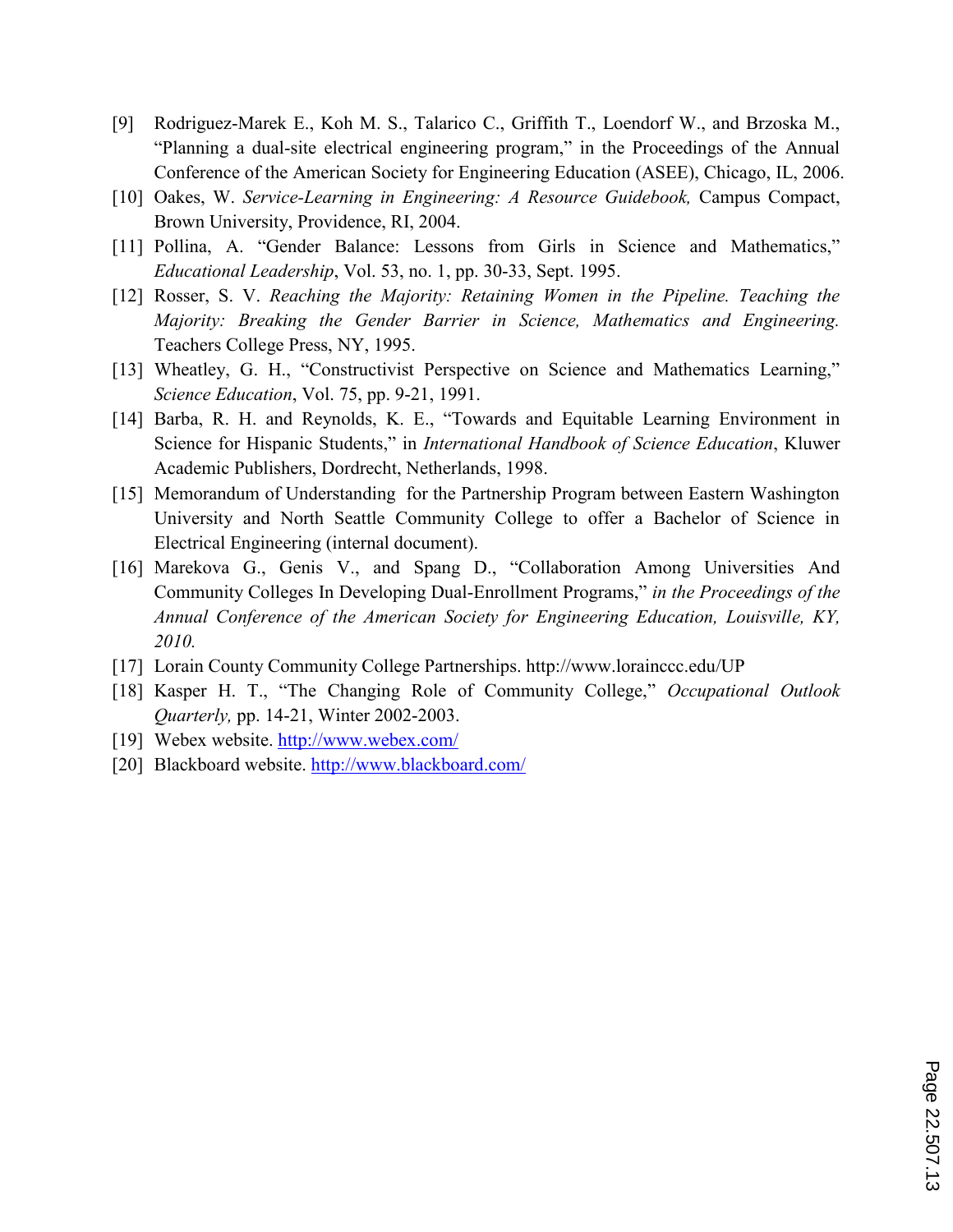[9] Rodriguez-Marek E., Koh M. S., Talarico C., Griffith T., Loendorf W., and Brzoska M., "Planning a dual-site electrical engineering program," in the Proceedings of the Annual Conference of the American Society for Engineering Education (ASEE), Chicago, IL, 2006.

[10] Oakes, W. *Service-Learning in Engineering: A Resource Guidebook,* Campus Compact, Brown University, Providence, RI, 2004.

[11] Pollina, A. "Gender Balance: Lessons from Girls in Science and Mathematics," *Educational Leadership*, Vol. 53, no. 1, pp. 30-33, Sept. 1995.

[12] Rosser, S. V. *Reaching the Majority: Retaining Women in the Pipeline. Teaching the Majority: Breaking the Gender Barrier in Science, Mathematics and Engineering.* Teachers College Press, NY, 1995.

[13] Wheatley, G. H., "Constructivist Perspective on Science and Mathematics Learning," *Science Education*, Vol. 75, pp. 9-21, 1991.

[14] Barba, R. H. and Reynolds, K. E., "Towards and Equitable Learning Environment in Science for Hispanic Students," in *International Handbook of Science Education*, Kluwer Academic Publishers, Dordrecht, Netherlands, 1998.

[15] Memorandum of Understanding for the Partnership Program between Eastern Washington University and North Seattle Community College to offer a Bachelor of Science in Electrical Engineering (internal document).

[16] Marekova G., Genis V., and Spang D., "Collaboration Among Universities And Community Colleges In Developing Dual-Enrollment Programs," *in the Proceedings of the Annual Conference of the American Society for Engineering Education, Louisville, KY, 2010.*

[17] Lorain County Community College Partnerships. http://www.lorainccc.edu/UP

[18] Kasper H. T., "The Changing Role of Community College," *Occupational Outlook Quarterly,* pp. 14-21, Winter 2002-2003.

[19] Webex website. http://www.webex.com/

[20] Blackboard website. http://www.blackboard.com/